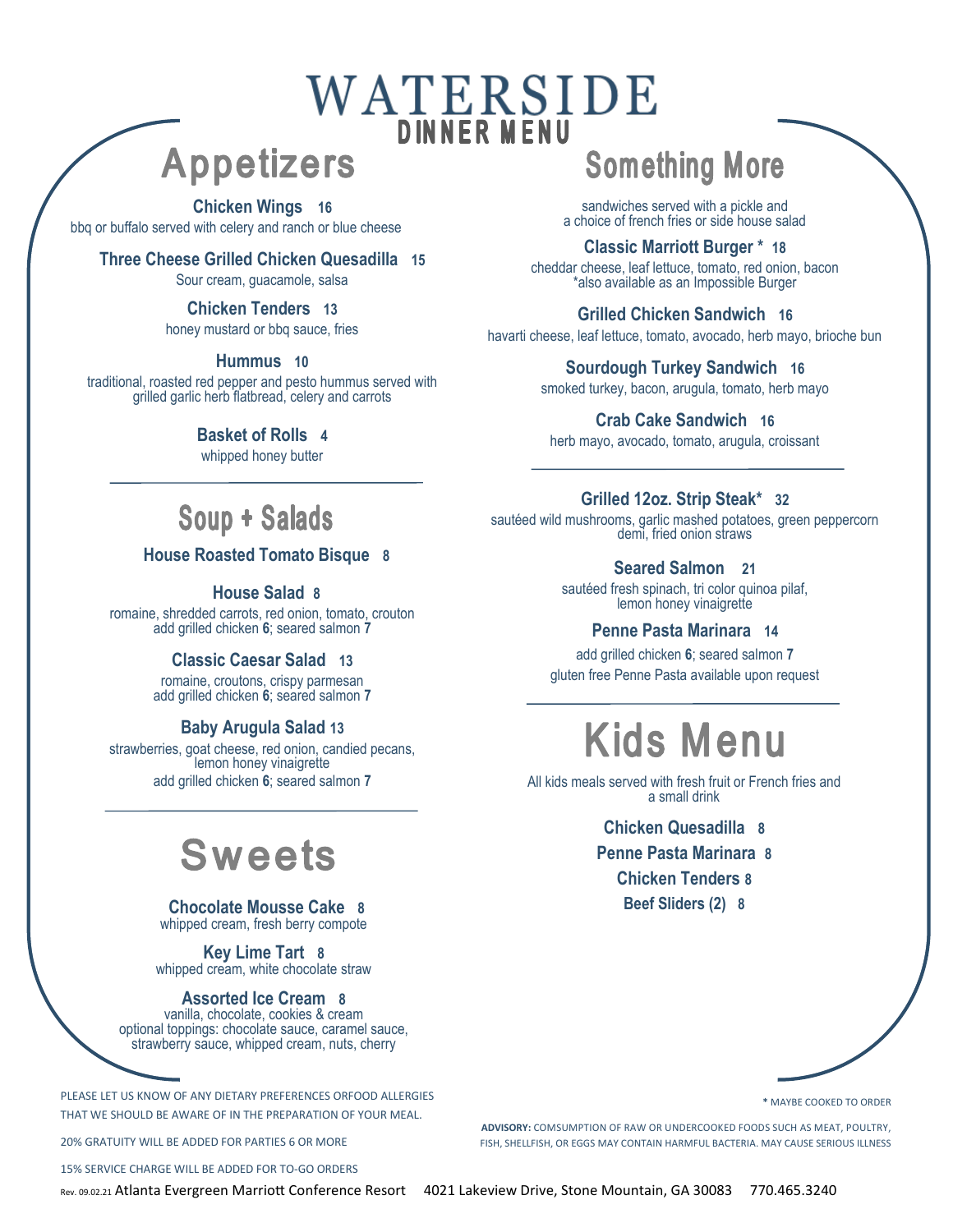# WATERSIDE

## DINNER MENU

## Appetizers

**Chicken Wings 16**
bbq or buffalo served with celery and ranch or blue cheese

**Three Cheese Grilled Chicken Quesadilla 15**
Sour cream, guacamole, salsa

**Chicken Tenders 13**
honey mustard or bbq sauce, fries

**Hummus 10**
traditional, roasted red pepper and pesto hummus served with grilled garlic herb flatbread, celery and carrots

**Basket of Rolls 4**
whipped honey butter

## Soup + Salads

**House Roasted Tomato Bisque 8**

**House Salad 8**
romaine, shredded carrots, red onion, tomato, crouton
add grilled chicken **6**; seared salmon **7**

**Classic Caesar Salad 13**
romaine, croutons, crispy parmesan
add grilled chicken **6**; seared salmon **7**

**Baby Arugula Salad 13**
strawberries, goat cheese, red onion, candied pecans, lemon honey vinaigrette
add grilled chicken **6**; seared salmon **7**

## Sweets

**Chocolate Mousse Cake 8**
whipped cream, fresh berry compote

**Key Lime Tart 8**
whipped cream, white chocolate straw

**Assorted Ice Cream 8**
vanilla, chocolate, cookies & cream
optional toppings: chocolate sauce, caramel sauce, strawberry sauce, whipped cream, nuts, cherry

## Something More

sandwiches served with a pickle and a choice of french fries or side house salad

**Classic Marriott Burger * 18**
cheddar cheese, leaf lettuce, tomato, red onion, bacon
*also available as an Impossible Burger

**Grilled Chicken Sandwich 16**
havarti cheese, leaf lettuce, tomato, avocado, herb mayo, brioche bun

**Sourdough Turkey Sandwich 16**
smoked turkey, bacon, arugula, tomato, herb mayo

**Crab Cake Sandwich 16**
herb mayo, avocado, tomato, arugula, croissant

**Grilled 12oz. Strip Steak* 32**
sautéed wild mushrooms, garlic mashed potatoes, green peppercorn demi, fried onion straws

**Seared Salmon 21**
sautéed fresh spinach, tri color quinoa pilaf, lemon honey vinaigrette

**Penne Pasta Marinara 14**
add grilled chicken **6**; seared salmon **7**
gluten free Penne Pasta available upon request

## Kids Menu

All kids meals served with fresh fruit or French fries and a small drink

**Chicken Quesadilla 8**

**Penne Pasta Marinara 8**

**Chicken Tenders 8**

**Beef Sliders (2) 8**

PLEASE LET US KNOW OF ANY DIETARY PREFERENCES ORFOOD ALLERGIES THAT WE SHOULD BE AWARE OF IN THE PREPARATION OF YOUR MEAL.

20% GRATUITY WILL BE ADDED FOR PARTIES 6 OR MORE

15% SERVICE CHARGE WILL BE ADDED FOR TO-GO ORDERS

* MAYBE COOKED TO ORDER

**ADVISORY:** COMSUMPTION OF RAW OR UNDERCOOKED FOODS SUCH AS MEAT, POULTRY, FISH, SHELLFISH, OR EGGS MAY CONTAIN HARMFUL BACTERIA. MAY CAUSE SERIOUS ILLNESS

Rev. 09.02.21 Atlanta Evergreen Marriott Conference Resort 4021 Lakeview Drive, Stone Mountain, GA 30083 770.465.3240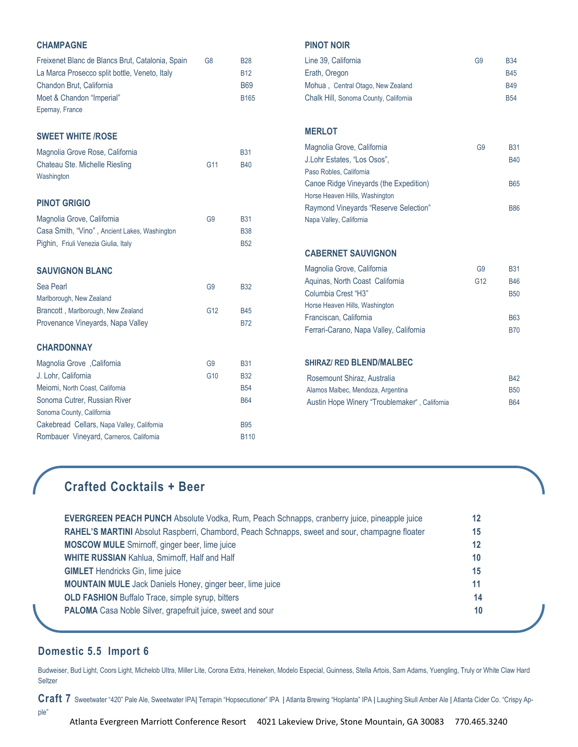## CHAMPAGNE

| | | |
|---|---|---|
| Freixenet Blanc de Blancs Brut, Catalonia, Spain | G8 | B28 |
| La Marca Prosecco split bottle, Veneto, Italy | | B12 |
| Chandon Brut, California | | B69 |
| Moet & Chandon "Imperial" Epernay, France | | B165 |

## SWEET WHITE /ROSE

| | | |
|---|---|---|
| Magnolia Grove Rose, California | | B31 |
| Chateau Ste. Michelle Riesling Washington | G11 | B40 |

## PINOT GRIGIO

| | | |
|---|---|---|
| Magnolia Grove, California | G9 | B31 |
| Casa Smith, "Vino" , Ancient Lakes, Washington | | B38 |
| Pighin, Friuli Venezia Giulia, Italy | | B52 |

## SAUVIGNON BLANC

| | | |
|---|---|---|
| Sea Pearl Marlborough, New Zealand | G9 | B32 |
| Brancott , Marlborough, New Zealand | G12 | B45 |
| Provenance Vineyards, Napa Valley | | B72 |

## CHARDONNAY

| | | |
|---|---|---|
| Magnolia Grove ,California | G9 | B31 |
| J. Lohr, California | G10 | B32 |
| Meiomi, North Coast, California | | B54 |
| Sonoma Cutrer, Russian River Sonoma County, California | | B64 |
| Cakebread Cellars, Napa Valley, California | | B95 |
| Rombauer Vineyard, Carneros, California | | B110 |

## PINOT NOIR

| | | |
|---|---|---|
| Line 39, California | G9 | B34 |
| Erath, Oregon | | B45 |
| Mohua , Central Otago, New Zealand | | B49 |
| Chalk Hill, Sonoma County, California | | B54 |

## MERLOT

| | | |
|---|---|---|
| Magnolia Grove, California | G9 | B31 |
| J.Lohr Estates, "Los Osos", Paso Robles, California | | B40 |
| Canoe Ridge Vineyards (the Expedition) Horse Heaven Hills, Washington | | B65 |
| Raymond Vineyards "Reserve Selection" Napa Valley, California | | B86 |

## CABERNET SAUVIGNON

| | | |
|---|---|---|
| Magnolia Grove, California | G9 | B31 |
| Aquinas, North Coast California | G12 | B46 |
| Columbia Crest "H3" Horse Heaven Hills, Washington | | B50 |
| Franciscan, California | | B63 |
| Ferrari-Carano, Napa Valley, California | | B70 |

## SHIRAZ/ RED BLEND/MALBEC

| | |
|---|---|
| Rosemount Shiraz, Australia | B42 |
| Alamos Malbec, Mendoza, Argentina | B50 |
| Austin Hope Winery "Troublemaker" , California | B64 |

## Crafted Cocktails + Beer

| | |
|---|---|
| **EVERGREEN PEACH PUNCH** Absolute Vodka, Rum, Peach Schnapps, cranberry juice, pineapple juice | **12** |
| **RAHEL'S MARTINI** Absolut Raspberri, Chambord, Peach Schnapps, sweet and sour, champagne floater | **15** |
| **MOSCOW MULE** Smirnoff, ginger beer, lime juice | **12** |
| **WHITE RUSSIAN** Kahlua, Smirnoff, Half and Half | **10** |
| **GIMLET** Hendricks Gin, lime juice | **15** |
| **MOUNTAIN MULE** Jack Daniels Honey, ginger beer, lime juice | **11** |
| **OLD FASHION** Buffalo Trace, simple syrup, bitters | **14** |
| **PALOMA** Casa Noble Silver, grapefruit juice, sweet and sour | **10** |

## Domestic 5.5 Import 6

Budweiser, Bud Light, Coors Light, Michelob Ultra, Miller Lite, Corona Extra, Heineken, Modelo Especial, Guinness, Stella Artois, Sam Adams, Yuengling, Truly or White Claw Hard Seltzer

**Craft 7** Sweetwater "420" Pale Ale, Sweetwater IPA| Terrapin "Hopsecutioner" IPA | Atlanta Brewing "Hoplanta" IPA | Laughing Skull Amber Ale | Atlanta Cider Co. "Crispy Apple"

Atlanta Evergreen Marriott Conference Resort 4021 Lakeview Drive, Stone Mountain, GA 30083 770.465.3240